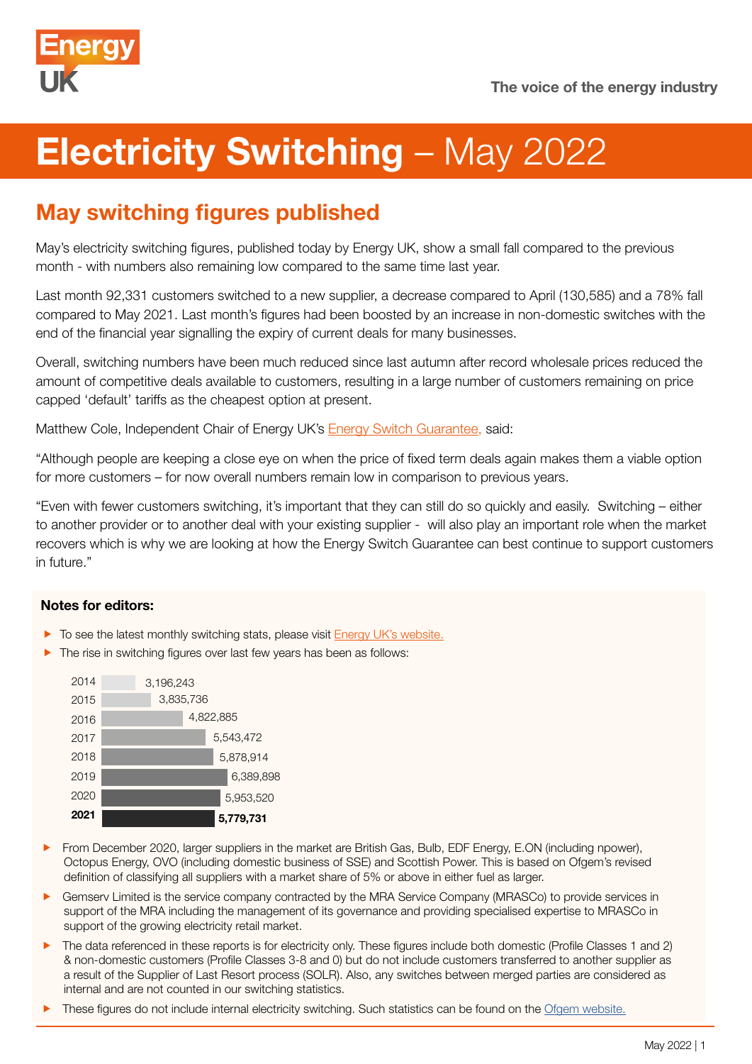Energy UK

The voice of the energy industry

# Electricity Switching – May 2022

## May switching figures published

May's electricity switching figures, published today by Energy UK, show a small fall compared to the previous month - with numbers also remaining low compared to the same time last year.

Last month 92,331 customers switched to a new supplier, a decrease compared to April (130,585) and a 78% fall compared to May 2021. Last month's figures had been boosted by an increase in non-domestic switches with the end of the financial year signalling the expiry of current deals for many businesses.

Overall, switching numbers have been much reduced since last autumn after record wholesale prices reduced the amount of competitive deals available to customers, resulting in a large number of customers remaining on price capped 'default' tariffs as the cheapest option at present.

Matthew Cole, Independent Chair of Energy UK's Energy Switch Guarantee, said:

"Although people are keeping a close eye on when the price of fixed term deals again makes them a viable option for more customers – for now overall numbers remain low in comparison to previous years.

"Even with fewer customers switching, it's important that they can still do so quickly and easily. Switching – either to another provider or to another deal with your existing supplier - will also play an important role when the market recovers which is why we are looking at how the Energy Switch Guarantee can best continue to support customers in future."

### Notes for editors:

- To see the latest monthly switching stats, please visit Energy UK's website.
- The rise in switching figures over last few years has been as follows:

| Year | Switches |
|---|---|
| 2014 | 3,196,243 |
| 2015 | 3,835,736 |
| 2016 | 4,822,885 |
| 2017 | 5,543,472 |
| 2018 | 5,878,914 |
| 2019 | 6,389,898 |
| 2020 | 5,953,520 |
| **2021** | **5,779,731** |

- From December 2020, larger suppliers in the market are British Gas, Bulb, EDF Energy, E.ON (including npower), Octopus Energy, OVO (including domestic business of SSE) and Scottish Power. This is based on Ofgem's revised definition of classifying all suppliers with a market share of 5% or above in either fuel as larger.
- Gemserv Limited is the service company contracted by the MRA Service Company (MRASCo) to provide services in support of the MRA including the management of its governance and providing specialised expertise to MRASCo in support of the growing electricity retail market.
- The data referenced in these reports is for electricity only. These figures include both domestic (Profile Classes 1 and 2) & non-domestic customers (Profile Classes 3-8 and 0) but do not include customers transferred to another supplier as a result of the Supplier of Last Resort process (SOLR). Also, any switches between merged parties are considered as internal and are not counted in our switching statistics.
- These figures do not include internal electricity switching. Such statistics can be found on the Ofgem website.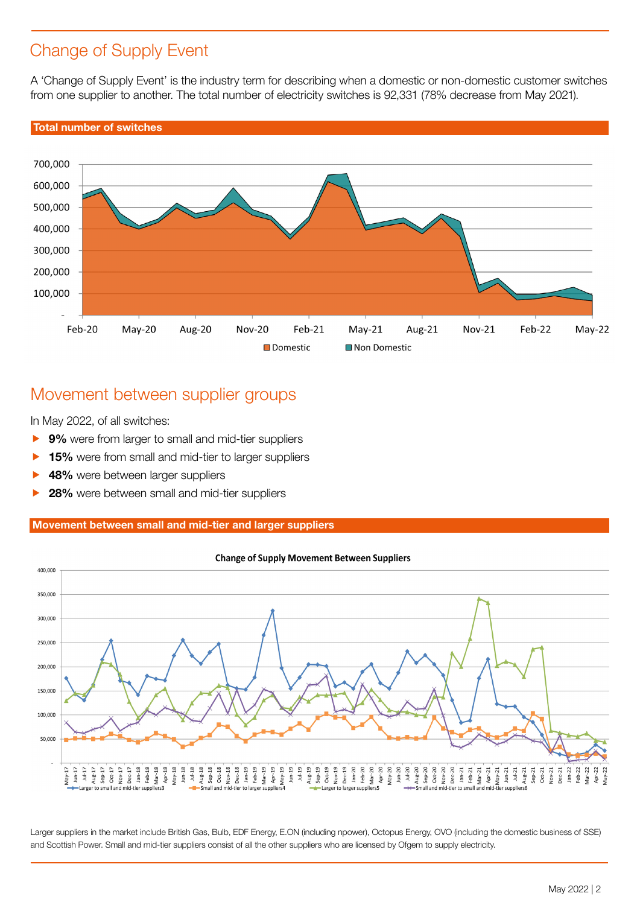## Change of Supply Event

A 'Change of Supply Event' is the industry term for describing when a domestic or non-domestic customer switches from one supplier to another. The total number of electricity switches is 92,331 (78% decrease from May 2021).

**Total number of switches**

## Movement between supplier groups

In May 2022, of all switches:

- **9%** were from larger to small and mid-tier suppliers
- **15%** were from small and mid-tier to larger suppliers
- **48%** were between larger suppliers
- **28%** were between small and mid-tier suppliers

**Movement between small and mid-tier and larger suppliers**

Larger suppliers in the market include British Gas, Bulb, EDF Energy, E.ON (including npower), Octopus Energy, OVO (including the domestic business of SSE) and Scottish Power. Small and mid-tier suppliers consist of all the other suppliers who are licensed by Ofgem to supply electricity.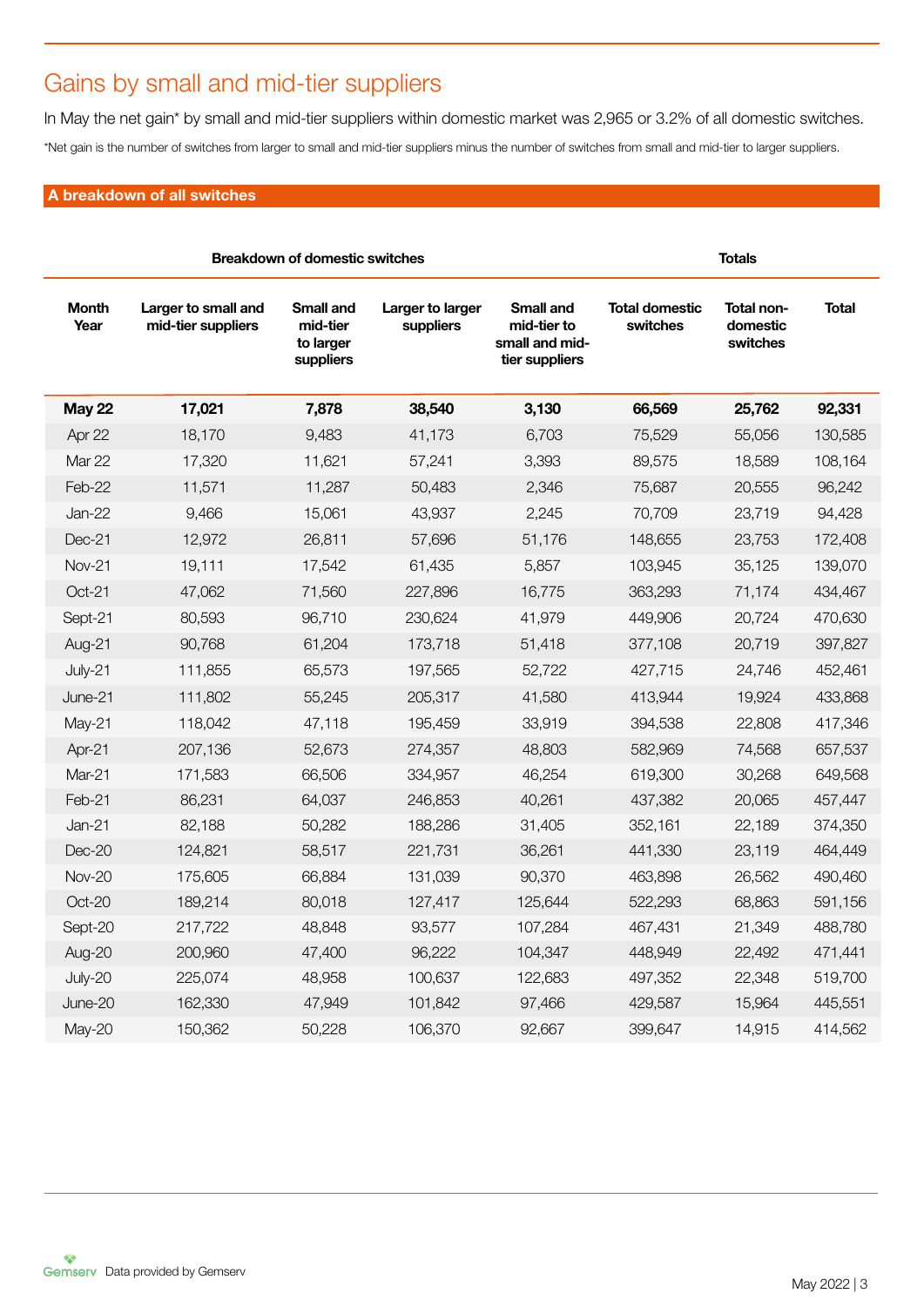## Gains by small and mid-tier suppliers

In May the net gain* by small and mid-tier suppliers within domestic market was 2,965 or 3.2% of all domestic switches.

*Net gain is the number of switches from larger to small and mid-tier suppliers minus the number of switches from small and mid-tier to larger suppliers.

### A breakdown of all switches

| Breakdown of domestic switches | | | | | | Totals | | |
|---|---|---|---|---|---|---|---|---|
| Month Year | Larger to small and mid-tier suppliers | Small and mid-tier to larger suppliers | Larger to larger suppliers | Small and mid-tier to small and mid-tier suppliers | Total domestic switches | Total non-domestic switches | Total |
| **May 22** | **17,021** | **7,878** | **38,540** | **3,130** | **66,569** | **25,762** | **92,331** |
| Apr 22 | 18,170 | 9,483 | 41,173 | 6,703 | 75,529 | 55,056 | 130,585 |
| Mar 22 | 17,320 | 11,621 | 57,241 | 3,393 | 89,575 | 18,589 | 108,164 |
| Feb-22 | 11,571 | 11,287 | 50,483 | 2,346 | 75,687 | 20,555 | 96,242 |
| Jan-22 | 9,466 | 15,061 | 43,937 | 2,245 | 70,709 | 23,719 | 94,428 |
| Dec-21 | 12,972 | 26,811 | 57,696 | 51,176 | 148,655 | 23,753 | 172,408 |
| Nov-21 | 19,111 | 17,542 | 61,435 | 5,857 | 103,945 | 35,125 | 139,070 |
| Oct-21 | 47,062 | 71,560 | 227,896 | 16,775 | 363,293 | 71,174 | 434,467 |
| Sept-21 | 80,593 | 96,710 | 230,624 | 41,979 | 449,906 | 20,724 | 470,630 |
| Aug-21 | 90,768 | 61,204 | 173,718 | 51,418 | 377,108 | 20,719 | 397,827 |
| July-21 | 111,855 | 65,573 | 197,565 | 52,722 | 427,715 | 24,746 | 452,461 |
| June-21 | 111,802 | 55,245 | 205,317 | 41,580 | 413,944 | 19,924 | 433,868 |
| May-21 | 118,042 | 47,118 | 195,459 | 33,919 | 394,538 | 22,808 | 417,346 |
| Apr-21 | 207,136 | 52,673 | 274,357 | 48,803 | 582,969 | 74,568 | 657,537 |
| Mar-21 | 171,583 | 66,506 | 334,957 | 46,254 | 619,300 | 30,268 | 649,568 |
| Feb-21 | 86,231 | 64,037 | 246,853 | 40,261 | 437,382 | 20,065 | 457,447 |
| Jan-21 | 82,188 | 50,282 | 188,286 | 31,405 | 352,161 | 22,189 | 374,350 |
| Dec-20 | 124,821 | 58,517 | 221,731 | 36,261 | 441,330 | 23,119 | 464,449 |
| Nov-20 | 175,605 | 66,884 | 131,039 | 90,370 | 463,898 | 26,562 | 490,460 |
| Oct-20 | 189,214 | 80,018 | 127,417 | 125,644 | 522,293 | 68,863 | 591,156 |
| Sept-20 | 217,722 | 48,848 | 93,577 | 107,284 | 467,431 | 21,349 | 488,780 |
| Aug-20 | 200,960 | 47,400 | 96,222 | 104,347 | 448,949 | 22,492 | 471,441 |
| July-20 | 225,074 | 48,958 | 100,637 | 122,683 | 497,352 | 22,348 | 519,700 |
| June-20 | 162,330 | 47,949 | 101,842 | 97,466 | 429,587 | 15,964 | 445,551 |
| May-20 | 150,362 | 50,228 | 106,370 | 92,667 | 399,647 | 14,915 | 414,562 |

Gemserv Data provided by Gemserv